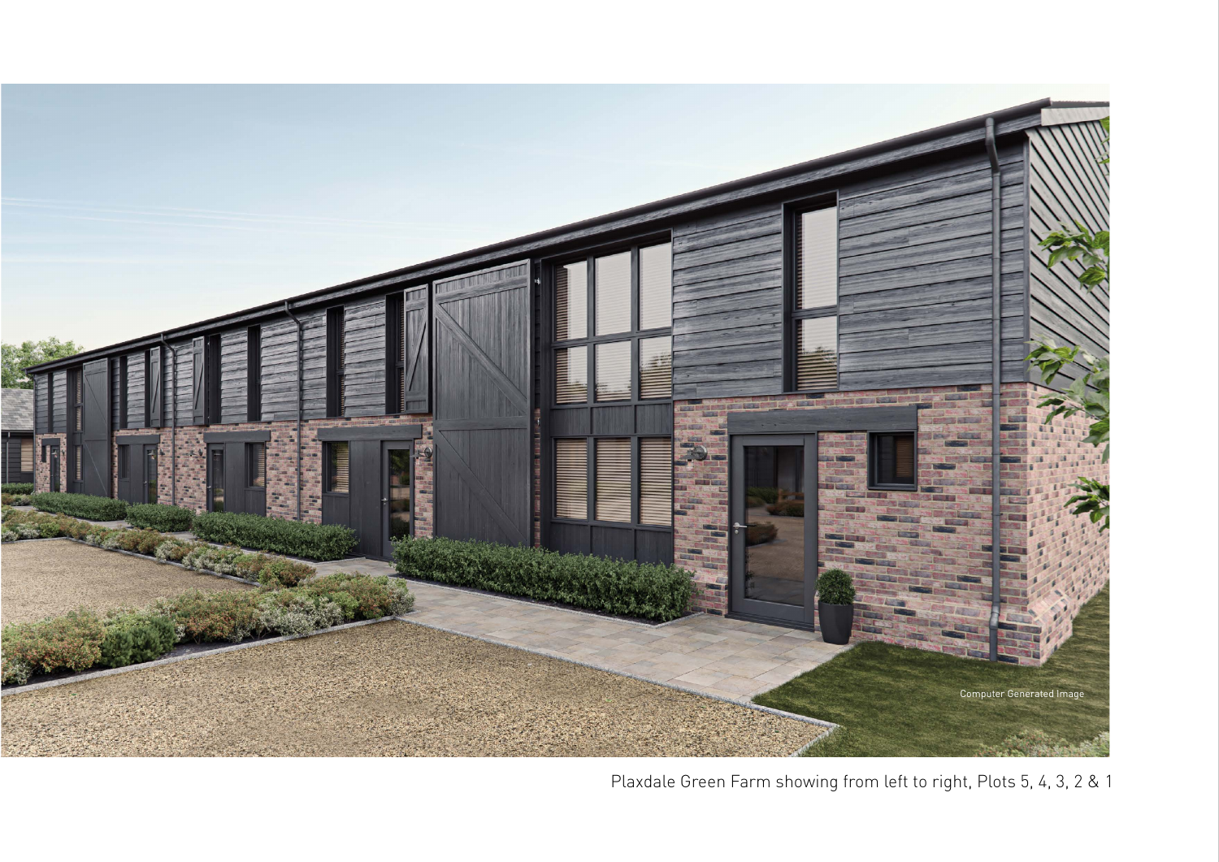Computer Generated Image

Plaxdale Green Farm showing from left to right, Plots 5, 4, 3, 2 & 1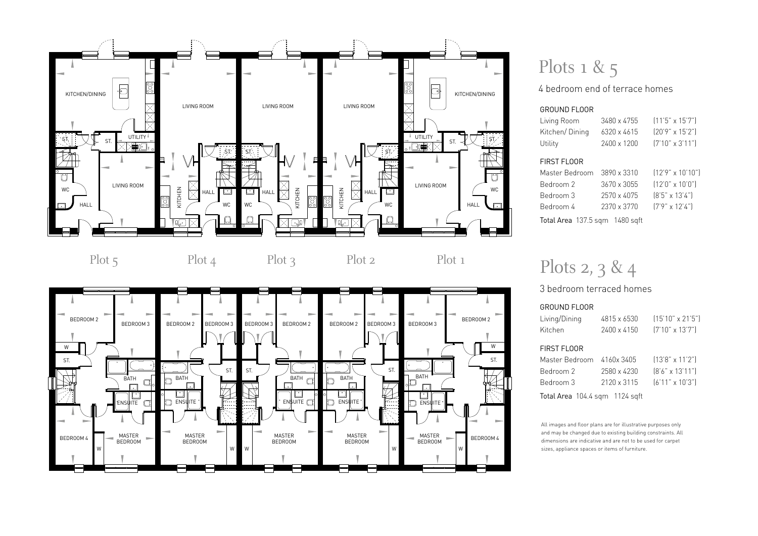Plot 5

Plot 4

Plot 3

Plot 2

Plot 1

# Plots 1 & 5

4 bedroom end of terrace homes

### GROUND FLOOR

| | | |
|---|---|---|
| Living Room | 3480 x 4755 | (11'5" x 15'7") |
| Kitchen/ Dining | 6320 x 4615 | (20'9" x 15'2") |
| Utility | 2400 x 1200 | (7'10" x 3'11") |

### FIRST FLOOR

| | | |
|---|---|---|
| Master Bedroom | 3890 x 3310 | (12'9" x 10'10") |
| Bedroom 2 | 3670 x 3055 | (12'0" x 10'0") |
| Bedroom 3 | 2570 x 4075 | (8'5" x 13'4") |
| Bedroom 4 | 2370 x 3770 | (7'9" x 12'4") |

**Total Area** 137.5 sqm 1480 sqft

# Plots 2, 3 & 4

3 bedroom terraced homes

### GROUND FLOOR

| | | |
|---|---|---|
| Living/Dining | 4815 x 6530 | (15'10" x 21'5") |
| Kitchen | 2400 x 4150 | (7'10" x 13'7") |

### FIRST FLOOR

| | | |
|---|---|---|
| Master Bedroom | 4160x 3405 | (13'8" x 11'2") |
| Bedroom 2 | 2580 x 4230 | (8'6" x 13'11") |
| Bedroom 3 | 2120 x 3115 | (6'11" x 10'3") |

**Total Area** 104.4 sqm 1124 sqft

All images and floor plans are for illustrative purposes only and may be changed due to existing building constraints. All dimensions are indicative and are not to be used for carpet sizes, appliance spaces or items of furniture.